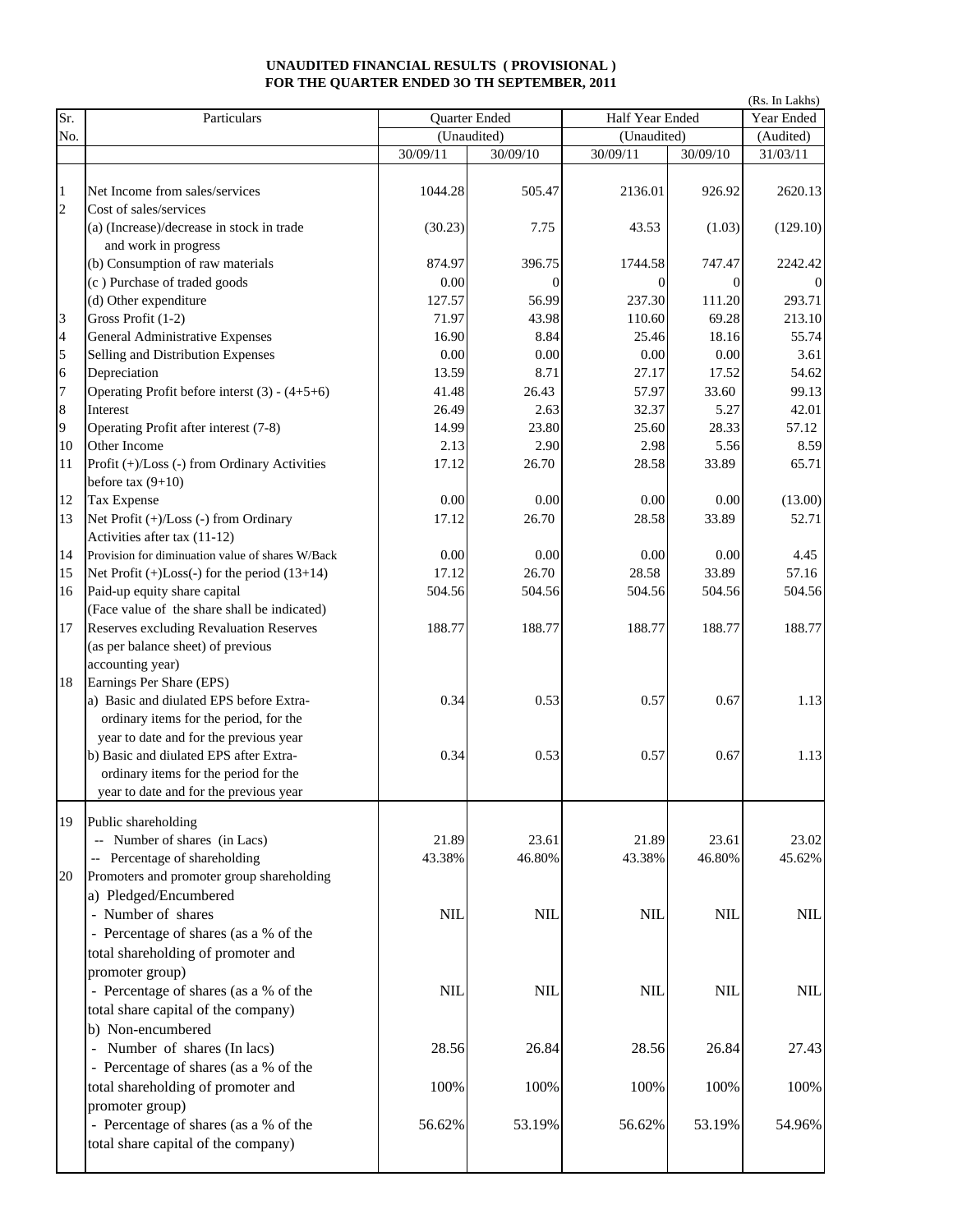**UNAUDITED FINANCIAL RESULTS ( PROVISIONAL )**
**FOR THE QUARTER ENDED 3O TH SEPTEMBER, 2011**

(Rs. In Lakhs)

| Sr. No. | Particulars | Quarter Ended | | Half Year Ended | | Year Ended |
|---|---|---|---|---|---|---|
| | | (Unaudited) | | (Unaudited) | | (Audited) |
| | | 30/09/11 | 30/09/10 | 30/09/11 | 30/09/10 | 31/03/11 |
| 1 | Net Income from sales/services | 1044.28 | 505.47 | 2136.01 | 926.92 | 2620.13 |
| 2 | Cost of sales/services | | | | | |
| | (a) (Increase)/decrease in stock in trade and work in progress | (30.23) | 7.75 | 43.53 | (1.03) | (129.10) |
| | (b) Consumption of raw materials | 874.97 | 396.75 | 1744.58 | 747.47 | 2242.42 |
| | (c ) Purchase of traded goods | 0.00 | 0 | 0 | 0 | 0 |
| | (d) Other expenditure | 127.57 | 56.99 | 237.30 | 111.20 | 293.71 |
| 3 | Gross Profit (1-2) | 71.97 | 43.98 | 110.60 | 69.28 | 213.10 |
| 4 | General Administrative Expenses | 16.90 | 8.84 | 25.46 | 18.16 | 55.74 |
| 5 | Selling and Distribution Expenses | 0.00 | 0.00 | 0.00 | 0.00 | 3.61 |
| 6 | Depreciation | 13.59 | 8.71 | 27.17 | 17.52 | 54.62 |
| 7 | Operating Profit before interst (3) - (4+5+6) | 41.48 | 26.43 | 57.97 | 33.60 | 99.13 |
| 8 | Interest | 26.49 | 2.63 | 32.37 | 5.27 | 42.01 |
| 9 | Operating Profit after interest (7-8) | 14.99 | 23.80 | 25.60 | 28.33 | 57.12 |
| 10 | Other Income | 2.13 | 2.90 | 2.98 | 5.56 | 8.59 |
| 11 | Profit (+)/Loss (-) from Ordinary Activities before tax (9+10) | 17.12 | 26.70 | 28.58 | 33.89 | 65.71 |
| 12 | Tax Expense | 0.00 | 0.00 | 0.00 | 0.00 | (13.00) |
| 13 | Net Profit (+)/Loss (-) from Ordinary Activities after tax (11-12) | 17.12 | 26.70 | 28.58 | 33.89 | 52.71 |
| 14 | Provision for diminuation value of shares W/Back | 0.00 | 0.00 | 0.00 | 0.00 | 4.45 |
| 15 | Net Profit (+)Loss(-) for the period (13+14) | 17.12 | 26.70 | 28.58 | 33.89 | 57.16 |
| 16 | Paid-up equity share capital (Face value of the share shall be indicated) | 504.56 | 504.56 | 504.56 | 504.56 | 504.56 |
| 17 | Reserves excluding Revaluation Reserves (as per balance sheet) of previous accounting year) | 188.77 | 188.77 | 188.77 | 188.77 | 188.77 |
| 18 | Earnings Per Share (EPS) | | | | | |
| | a) Basic and diulated EPS before Extra-ordinary items for the period, for the year to date and for the previous year | 0.34 | 0.53 | 0.57 | 0.67 | 1.13 |
| | b) Basic and diulated EPS after Extra-ordinary items for the period for the year to date and for the previous year | 0.34 | 0.53 | 0.57 | 0.67 | 1.13 |
| 19 | Public shareholding | | | | | |
| | -- Number of shares (in Lacs) | 21.89 | 23.61 | 21.89 | 23.61 | 23.02 |
| | -- Percentage of shareholding | 43.38% | 46.80% | 43.38% | 46.80% | 45.62% |
| 20 | Promoters and promoter group shareholding | | | | | |
| | a) Pledged/Encumbered | | | | | |
| | - Number of shares | NIL | NIL | NIL | NIL | NIL |
| | - Percentage of shares (as a % of the total shareholding of promoter and promoter group) | | | | | |
| | - Percentage of shares (as a % of the total share capital of the company) | NIL | NIL | NIL | NIL | NIL |
| | b) Non-encumbered | | | | | |
| | - Number of shares (In lacs) | 28.56 | 26.84 | 28.56 | 26.84 | 27.43 |
| | - Percentage of shares (as a % of the total shareholding of promoter and promoter group) | 100% | 100% | 100% | 100% | 100% |
| | - Percentage of shares (as a % of the total share capital of the company) | 56.62% | 53.19% | 56.62% | 53.19% | 54.96% |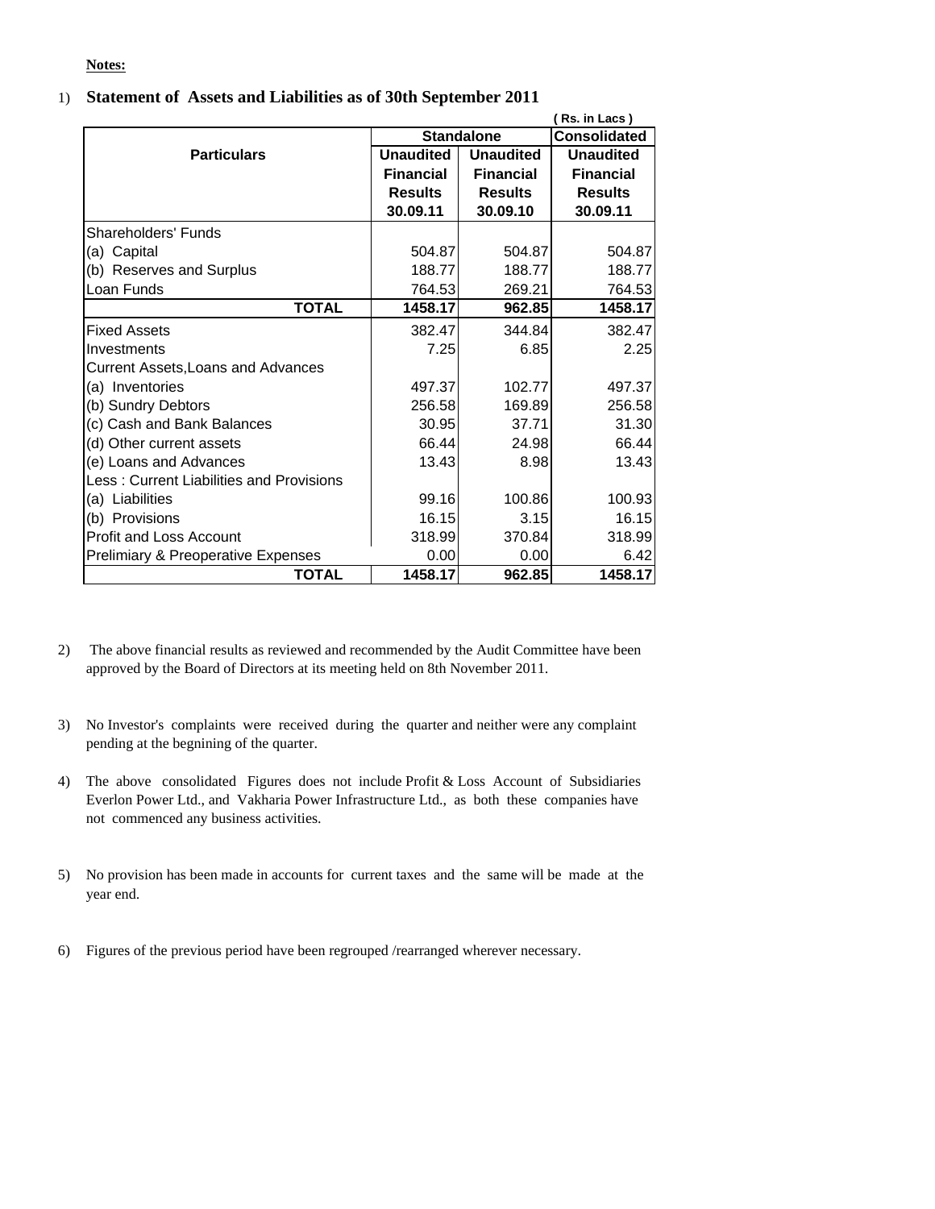**Notes:**

1) **Statement of Assets and Liabilities as of 30th September 2011**

( Rs. in Lacs )

| Particulars | Standalone | | Consolidated |
|---|---|---|---|
| | Unaudited Financial Results 30.09.11 | Unaudited Financial Results 30.09.10 | Unaudited Financial Results 30.09.11 |
| Shareholders' Funds | | | |
| (a) Capital | 504.87 | 504.87 | 504.87 |
| (b) Reserves and Surplus | 188.77 | 188.77 | 188.77 |
| Loan Funds | 764.53 | 269.21 | 764.53 |
| **TOTAL** | **1458.17** | **962.85** | **1458.17** |
| Fixed Assets | 382.47 | 344.84 | 382.47 |
| Investments | 7.25 | 6.85 | 2.25 |
| Current Assets,Loans and Advances | | | |
| (a) Inventories | 497.37 | 102.77 | 497.37 |
| (b) Sundry Debtors | 256.58 | 169.89 | 256.58 |
| (c) Cash and Bank Balances | 30.95 | 37.71 | 31.30 |
| (d) Other current assets | 66.44 | 24.98 | 66.44 |
| (e) Loans and Advances | 13.43 | 8.98 | 13.43 |
| Less : Current Liabilities and Provisions | | | |
| (a) Liabilities | 99.16 | 100.86 | 100.93 |
| (b) Provisions | 16.15 | 3.15 | 16.15 |
| Profit and Loss Account | 318.99 | 370.84 | 318.99 |
| Prelimiary & Preoperative Expenses | 0.00 | 0.00 | 6.42 |
| **TOTAL** | **1458.17** | **962.85** | **1458.17** |

2) The above financial results as reviewed and recommended by the Audit Committee have been approved by the Board of Directors at its meeting held on 8th November 2011.

3) No Investor's complaints were received during the quarter and neither were any complaint pending at the begnining of the quarter.

4) The above consolidated Figures does not include Profit & Loss Account of Subsidiaries Everlon Power Ltd., and Vakharia Power Infrastructure Ltd., as both these companies have not commenced any business activities.

5) No provision has been made in accounts for current taxes and the same will be made at the year end.

6) Figures of the previous period have been regrouped /rearranged wherever necessary.